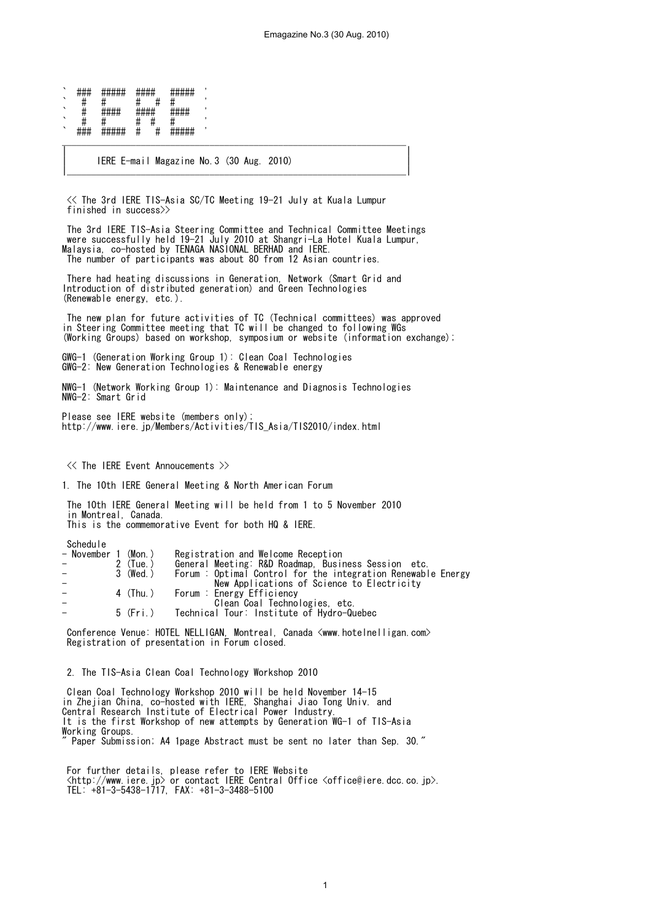```
` ###  #####  ####   #####  '
`  #   #      #   #  #      '
`  #   ####   ####   ####   '
`  #   #      #  #   #      '
` ###  #####  #   #  #####  '
```

# IERE E-mail Magazine No.3 (30 Aug. 2010)

## << The 3rd IERE TIS-Asia SC/TC Meeting 19-21 July at Kuala Lumpur finished in success>>

The 3rd IERE TIS-Asia Steering Committee and Technical Committee Meetings were successfully held 19-21 July 2010 at Shangri-La Hotel Kuala Lumpur, Malaysia, co-hosted by TENAGA NASIONAL BERHAD and IERE.
The number of participants was about 80 from 12 Asian countries.

There had heating discussions in Generation, Network (Smart Grid and Introduction of distributed generation) and Green Technologies (Renewable energy, etc.).

The new plan for future activities of TC (Technical committees) was approved in Steering Committee meeting that TC will be changed to following WGs (Working Groups) based on workshop, symposium or website (information exchange);

GWG-1 (Generation Working Group 1): Clean Coal Technologies
GWG-2: New Generation Technologies & Renewable energy

NWG-1 (Network Working Group 1): Maintenance and Diagnosis Technologies
NWG-2: Smart Grid

Please see IERE website (members only);
http://www.iere.jp/Members/Activities/TIS_Asia/TIS2010/index.html

## << The IERE Event Annoucements >>

### 1. The 10th IERE General Meeting & North American Forum

The 10th IERE General Meeting will be held from 1 to 5 November 2010 in Montreal, Canada.
This is the commemorative Event for both HQ & IERE.

Schedule
- November 1 (Mon.) Registration and Welcome Reception
- 2 (Tue.) General Meeting: R&D Roadmap, Business Session etc.
- 3 (Wed.) Forum : Optimal Control for the integration Renewable Energy
  New Applications of Science to Electricity
- 4 (Thu.) Forum : Energy Efficiency
  Clean Coal Technologies, etc.
- 5 (Fri.) Technical Tour: Institute of Hydro-Quebec

Conference Venue: HOTEL NELLIGAN, Montreal, Canada <www.hotelnelligan.com>
Registration of presentation in Forum closed.

### 2. The TIS-Asia Clean Coal Technology Workshop 2010

Clean Coal Technology Workshop 2010 will be held November 14-15 in Zhejian China, co-hosted with IERE, Shanghai Jiao Tong Univ. and Central Research Institute of Electrical Power Industry.
It is the first Workshop of new attempts by Generation WG-1 of TIS-Asia Working Groups.
" Paper Submission; A4 1page Abstract must be sent no later than Sep. 30."

For further details, please refer to IERE Website <http://www.iere.jp> or contact IERE Central Office <office@iere.dcc.co.jp>.
TEL: +81-3-5438-1717, FAX: +81-3-3488-5100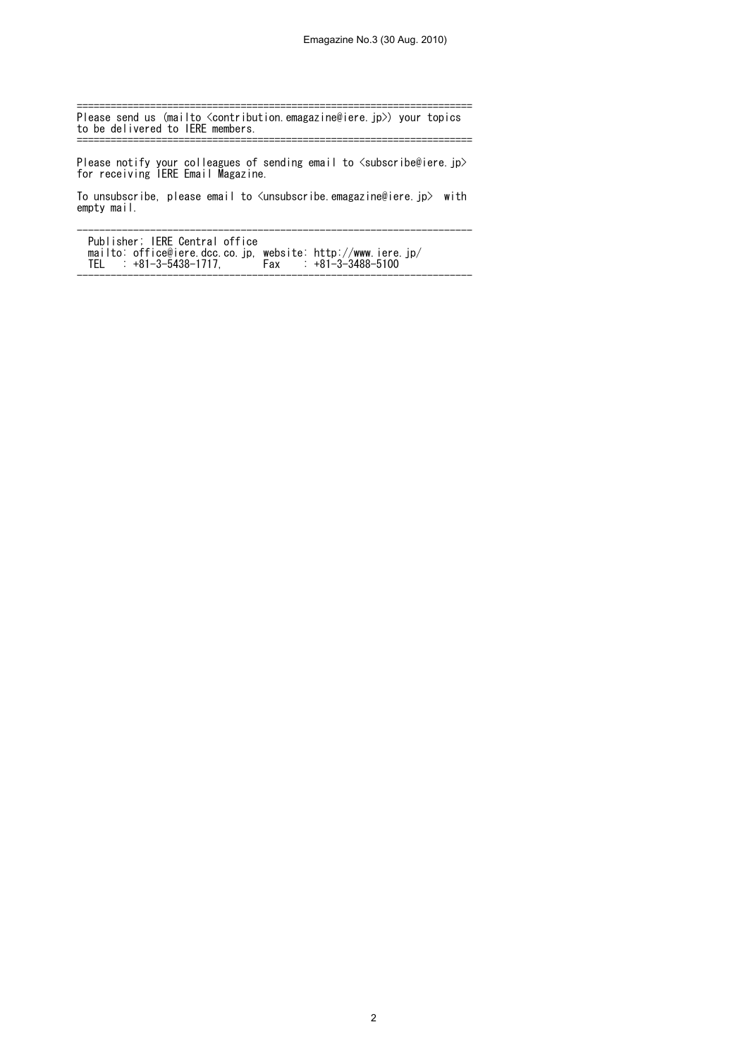Please send us (mailto <contribution.emagazine@iere.jp>) your topics to be delivered to IERE members.

Please notify your colleagues of sending email to <subscribe@iere.jp> for receiving IERE Email Magazine.

To unsubscribe, please email to <unsubscribe.emagazine@iere.jp> with empty mail.

---

Publisher; IERE Central office
mailto: office@iere.dcc.co.jp, website: http://www.iere.jp/
TEL : +81-3-5438-1717, Fax : +81-3-3488-5100

---